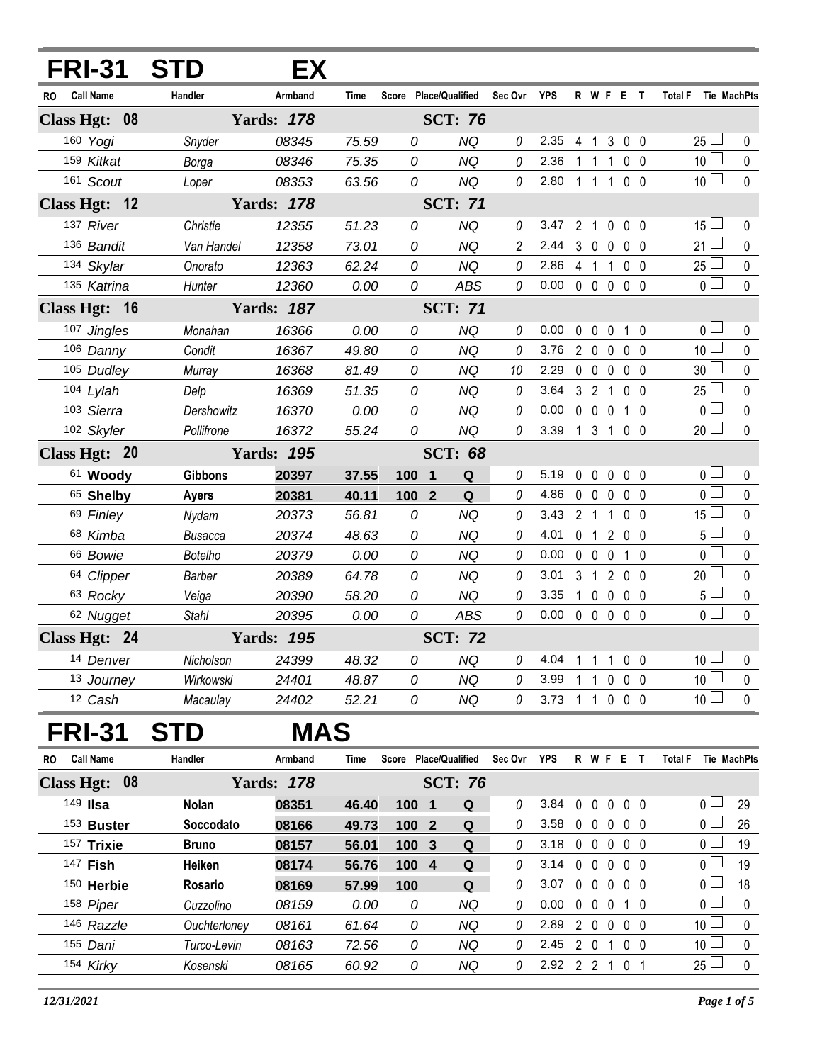# FRI-31 STD EX

| RO | Call Name | Handler | Armband | Time | Score | Place/Qualified | | Sec Ovr | YPS | R | W | F | E | T | Total F | Tie | MachPts |
|---|---|---|---|---|---|---|---|---|---|---|---|---|---|---|---|---|---|
| **Class Hgt: 08** | | **Yards: 178** | | | | **SCT: 76** | | | | | | | | | | | |
| 160 | *Yogi* | *Snyder* | *08345* | *75.59* | *0* | | *NQ* | 0 | 2.35 | 4 | 1 | 3 | 0 | 0 | 25 | ☐ | 0 |
| 159 | *Kitkat* | *Borga* | *08346* | *75.35* | *0* | | *NQ* | 0 | 2.36 | 1 | 1 | 1 | 0 | 0 | 10 | ☐ | 0 |
| 161 | *Scout* | *Loper* | *08353* | *63.56* | *0* | | *NQ* | 0 | 2.80 | 1 | 1 | 1 | 0 | 0 | 10 | ☐ | 0 |
| **Class Hgt: 12** | | **Yards: 178** | | | | **SCT: 71** | | | | | | | | | | | |
| 137 | *River* | *Christie* | *12355* | *51.23* | *0* | | *NQ* | 0 | 3.47 | 2 | 1 | 0 | 0 | 0 | 15 | ☐ | 0 |
| 136 | *Bandit* | *Van Handel* | *12358* | *73.01* | *0* | | *NQ* | 2 | 2.44 | 3 | 0 | 0 | 0 | 0 | 21 | ☐ | 0 |
| 134 | *Skylar* | *Onorato* | *12363* | *62.24* | *0* | | *NQ* | 0 | 2.86 | 4 | 1 | 1 | 0 | 0 | 25 | ☐ | 0 |
| 135 | *Katrina* | *Hunter* | *12360* | *0.00* | *0* | | *ABS* | 0 | 0.00 | 0 | 0 | 0 | 0 | 0 | 0 | ☐ | 0 |
| **Class Hgt: 16** | | **Yards: 187** | | | | **SCT: 71** | | | | | | | | | | | |
| 107 | *Jingles* | *Monahan* | *16366* | *0.00* | *0* | | *NQ* | 0 | 0.00 | 0 | 0 | 0 | 1 | 0 | 0 | ☐ | 0 |
| 106 | *Danny* | *Condit* | *16367* | *49.80* | *0* | | *NQ* | 0 | 3.76 | 2 | 0 | 0 | 0 | 0 | 10 | ☐ | 0 |
| 105 | *Dudley* | *Murray* | *16368* | *81.49* | *0* | | *NQ* | 10 | 2.29 | 0 | 0 | 0 | 0 | 0 | 30 | ☐ | 0 |
| 104 | *Lylah* | *Delp* | *16369* | *51.35* | *0* | | *NQ* | 0 | 3.64 | 3 | 2 | 1 | 0 | 0 | 25 | ☐ | 0 |
| 103 | *Sierra* | *Dershowitz* | *16370* | *0.00* | *0* | | *NQ* | 0 | 0.00 | 0 | 0 | 0 | 1 | 0 | 0 | ☐ | 0 |
| 102 | *Skyler* | *Pollifrone* | *16372* | *55.24* | *0* | | *NQ* | 0 | 3.39 | 1 | 3 | 1 | 0 | 0 | 20 | ☐ | 0 |
| **Class Hgt: 20** | | **Yards: 195** | | | | **SCT: 68** | | | | | | | | | | | |
| 61 | **Woody** | **Gibbons** | **20397** | **37.55** | **100** | **1** | **Q** | 0 | 5.19 | 0 | 0 | 0 | 0 | 0 | 0 | ☐ | 0 |
| 65 | **Shelby** | **Ayers** | **20381** | **40.11** | **100** | **2** | **Q** | 0 | 4.86 | 0 | 0 | 0 | 0 | 0 | 0 | ☐ | 0 |
| 69 | *Finley* | *Nydam* | *20373* | *56.81* | *0* | | *NQ* | 0 | 3.43 | 2 | 1 | 1 | 0 | 0 | 15 | ☐ | 0 |
| 68 | *Kimba* | *Busacca* | *20374* | *48.63* | *0* | | *NQ* | 0 | 4.01 | 0 | 1 | 2 | 0 | 0 | 5 | ☐ | 0 |
| 66 | *Bowie* | *Botelho* | *20379* | *0.00* | *0* | | *NQ* | 0 | 0.00 | 0 | 0 | 0 | 1 | 0 | 0 | ☐ | 0 |
| 64 | *Clipper* | *Barber* | *20389* | *64.78* | *0* | | *NQ* | 0 | 3.01 | 3 | 1 | 2 | 0 | 0 | 20 | ☐ | 0 |
| 63 | *Rocky* | *Veiga* | *20390* | *58.20* | *0* | | *NQ* | 0 | 3.35 | 1 | 0 | 0 | 0 | 0 | 5 | ☐ | 0 |
| 62 | *Nugget* | *Stahl* | *20395* | *0.00* | *0* | | *ABS* | 0 | 0.00 | 0 | 0 | 0 | 0 | 0 | 0 | ☐ | 0 |
| **Class Hgt: 24** | | **Yards: 195** | | | | **SCT: 72** | | | | | | | | | | | |
| 14 | *Denver* | *Nicholson* | *24399* | *48.32* | *0* | | *NQ* | 0 | 4.04 | 1 | 1 | 1 | 0 | 0 | 10 | ☐ | 0 |
| 13 | *Journey* | *Wirkowski* | *24401* | *48.87* | *0* | | *NQ* | 0 | 3.99 | 1 | 1 | 0 | 0 | 0 | 10 | ☐ | 0 |
| 12 | *Cash* | *Macaulay* | *24402* | *52.21* | *0* | | *NQ* | 0 | 3.73 | 1 | 1 | 0 | 0 | 0 | 10 | ☐ | 0 |

# FRI-31 STD MAS

| RO | Call Name | Handler | Armband | Time | Score | Place/Qualified | | Sec Ovr | YPS | R | W | F | E | T | Total F | Tie | MachPts |
|---|---|---|---|---|---|---|---|---|---|---|---|---|---|---|---|---|---|
| **Class Hgt: 08** | | **Yards: 178** | | | | **SCT: 76** | | | | | | | | | | | |
| 149 | **Ilsa** | **Nolan** | **08351** | **46.40** | **100** | **1** | **Q** | 0 | 3.84 | 0 | 0 | 0 | 0 | 0 | 0 | ☐ | 29 |
| 153 | **Buster** | **Soccodato** | **08166** | **49.73** | **100** | **2** | **Q** | 0 | 3.58 | 0 | 0 | 0 | 0 | 0 | 0 | ☐ | 26 |
| 157 | **Trixie** | **Bruno** | **08157** | **56.01** | **100** | **3** | **Q** | 0 | 3.18 | 0 | 0 | 0 | 0 | 0 | 0 | ☐ | 19 |
| 147 | **Fish** | **Heiken** | **08174** | **56.76** | **100** | **4** | **Q** | 0 | 3.14 | 0 | 0 | 0 | 0 | 0 | 0 | ☐ | 19 |
| 150 | **Herbie** | **Rosario** | **08169** | **57.99** | **100** | | **Q** | 0 | 3.07 | 0 | 0 | 0 | 0 | 0 | 0 | ☐ | 18 |
| 158 | *Piper* | *Cuzzolino* | *08159* | *0.00* | *0* | | *NQ* | 0 | 0.00 | 0 | 0 | 0 | 1 | 0 | 0 | ☐ | 0 |
| 146 | *Razzle* | *Ouchterloney* | *08161* | *61.64* | *0* | | *NQ* | 0 | 2.89 | 2 | 0 | 0 | 0 | 0 | 10 | ☐ | 0 |
| 155 | *Dani* | *Turco-Levin* | *08163* | *72.56* | *0* | | *NQ* | 0 | 2.45 | 2 | 0 | 1 | 0 | 0 | 10 | ☐ | 0 |
| 154 | *Kirky* | *Kosenski* | *08165* | *60.92* | *0* | | *NQ* | 0 | 2.92 | 2 | 2 | 1 | 0 | 1 | 25 | ☐ | 0 |

*12/31/2021*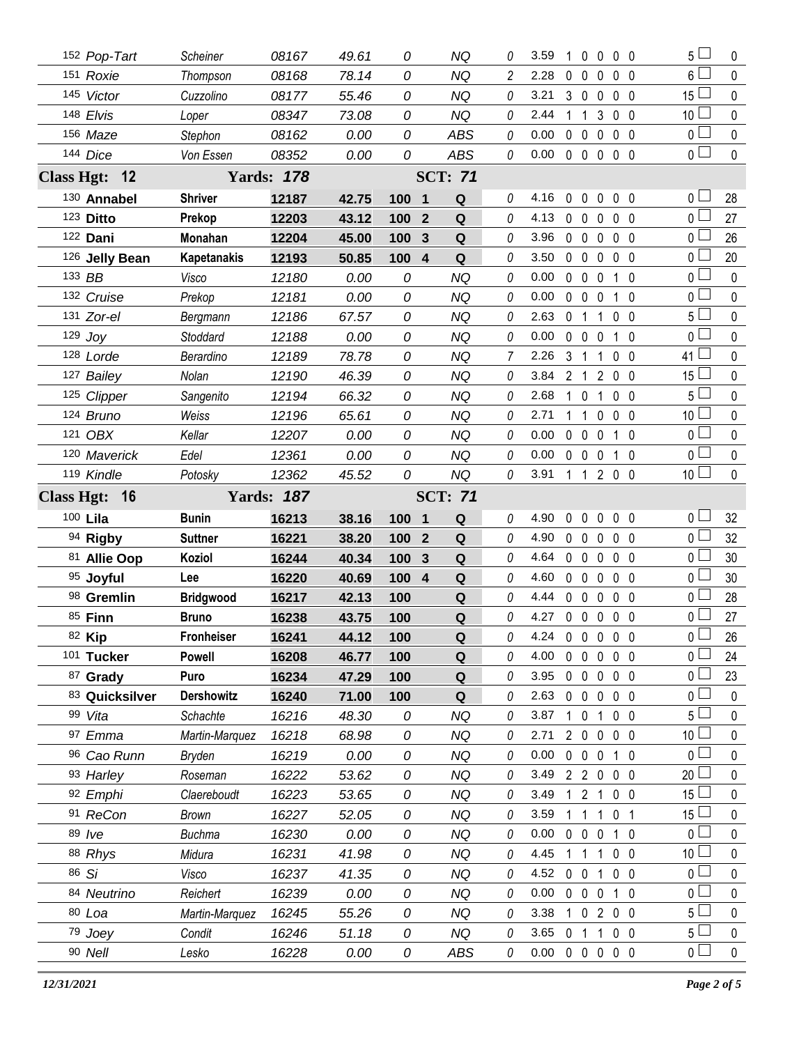| Armband | Dog | Handler | Reg # | Time | Score | Place | Result | Time Flt | YPS | Faults | | | | | Total Flt | Pts |
|---|---|---|---|---|---|---|---|---|---|---|---|---|---|---|---|---|
| 152 | *Pop-Tart* | *Scheiner* | *08167* | *49.61* | *0* | | *NQ* | *0* | 3.59 | 1 | 0 | 0 | 0 | 0 | 5 | 0 |
| 151 | *Roxie* | *Thompson* | *08168* | *78.14* | *0* | | *NQ* | *2* | 2.28 | 0 | 0 | 0 | 0 | 0 | 6 | 0 |
| 145 | *Victor* | *Cuzzolino* | *08177* | *55.46* | *0* | | *NQ* | *0* | 3.21 | 3 | 0 | 0 | 0 | 0 | 15 | 0 |
| 148 | *Elvis* | *Loper* | *08347* | *73.08* | *0* | | *NQ* | *0* | 2.44 | 1 | 1 | 3 | 0 | 0 | 10 | 0 |
| 156 | *Maze* | *Stephon* | *08162* | *0.00* | *0* | | *ABS* | *0* | 0.00 | 0 | 0 | 0 | 0 | 0 | 0 | 0 |
| 144 | *Dice* | *Von Essen* | *08352* | *0.00* | *0* | | *ABS* | *0* | 0.00 | 0 | 0 | 0 | 0 | 0 | 0 | 0 |
| **Class Hgt: 12** | | **Yards: 178** | | | | | **SCT: 71** | | | | | | | | | |
| 130 | **Annabel** | **Shriver** | **12187** | **42.75** | **100** | **1** | **Q** | *0* | 4.16 | 0 | 0 | 0 | 0 | 0 | 0 | 28 |
| 123 | **Ditto** | **Prekop** | **12203** | **43.12** | **100** | **2** | **Q** | *0* | 4.13 | 0 | 0 | 0 | 0 | 0 | 0 | 27 |
| 122 | **Dani** | **Monahan** | **12204** | **45.00** | **100** | **3** | **Q** | *0* | 3.96 | 0 | 0 | 0 | 0 | 0 | 0 | 26 |
| 126 | **Jelly Bean** | **Kapetanakis** | **12193** | **50.85** | **100** | **4** | **Q** | *0* | 3.50 | 0 | 0 | 0 | 0 | 0 | 0 | 20 |
| 133 | *BB* | *Visco* | *12180* | *0.00* | *0* | | *NQ* | *0* | 0.00 | 0 | 0 | 0 | 1 | 0 | 0 | 0 |
| 132 | *Cruise* | *Prekop* | *12181* | *0.00* | *0* | | *NQ* | *0* | 0.00 | 0 | 0 | 0 | 1 | 0 | 0 | 0 |
| 131 | *Zor-el* | *Bergmann* | *12186* | *67.57* | *0* | | *NQ* | *0* | 2.63 | 0 | 1 | 1 | 0 | 0 | 5 | 0 |
| 129 | *Joy* | *Stoddard* | *12188* | *0.00* | *0* | | *NQ* | *0* | 0.00 | 0 | 0 | 0 | 1 | 0 | 0 | 0 |
| 128 | *Lorde* | *Berardino* | *12189* | *78.78* | *0* | | *NQ* | *7* | 2.26 | 3 | 1 | 1 | 0 | 0 | 41 | 0 |
| 127 | *Bailey* | *Nolan* | *12190* | *46.39* | *0* | | *NQ* | *0* | 3.84 | 2 | 1 | 2 | 0 | 0 | 15 | 0 |
| 125 | *Clipper* | *Sangenito* | *12194* | *66.32* | *0* | | *NQ* | *0* | 2.68 | 1 | 0 | 1 | 0 | 0 | 5 | 0 |
| 124 | *Bruno* | *Weiss* | *12196* | *65.61* | *0* | | *NQ* | *0* | 2.71 | 1 | 1 | 0 | 0 | 0 | 10 | 0 |
| 121 | *OBX* | *Kellar* | *12207* | *0.00* | *0* | | *NQ* | *0* | 0.00 | 0 | 0 | 0 | 1 | 0 | 0 | 0 |
| 120 | *Maverick* | *Edel* | *12361* | *0.00* | *0* | | *NQ* | *0* | 0.00 | 0 | 0 | 0 | 1 | 0 | 0 | 0 |
| 119 | *Kindle* | *Potosky* | *12362* | *45.52* | *0* | | *NQ* | *0* | 3.91 | 1 | 1 | 2 | 0 | 0 | 10 | 0 |
| **Class Hgt: 16** | | **Yards: 187** | | | | | **SCT: 71** | | | | | | | | | |
| 100 | **Lila** | **Bunin** | **16213** | **38.16** | **100** | **1** | **Q** | *0* | 4.90 | 0 | 0 | 0 | 0 | 0 | 0 | 32 |
| 94 | **Rigby** | **Suttner** | **16221** | **38.20** | **100** | **2** | **Q** | *0* | 4.90 | 0 | 0 | 0 | 0 | 0 | 0 | 32 |
| 81 | **Allie Oop** | **Koziol** | **16244** | **40.34** | **100** | **3** | **Q** | *0* | 4.64 | 0 | 0 | 0 | 0 | 0 | 0 | 30 |
| 95 | **Joyful** | **Lee** | **16220** | **40.69** | **100** | **4** | **Q** | *0* | 4.60 | 0 | 0 | 0 | 0 | 0 | 0 | 30 |
| 98 | **Gremlin** | **Bridgwood** | **16217** | **42.13** | **100** | | **Q** | *0* | 4.44 | 0 | 0 | 0 | 0 | 0 | 0 | 28 |
| 85 | **Finn** | **Bruno** | **16238** | **43.75** | **100** | | **Q** | *0* | 4.27 | 0 | 0 | 0 | 0 | 0 | 0 | 27 |
| 82 | **Kip** | **Fronheiser** | **16241** | **44.12** | **100** | | **Q** | *0* | 4.24 | 0 | 0 | 0 | 0 | 0 | 0 | 26 |
| 101 | **Tucker** | **Powell** | **16208** | **46.77** | **100** | | **Q** | *0* | 4.00 | 0 | 0 | 0 | 0 | 0 | 0 | 24 |
| 87 | **Grady** | **Puro** | **16234** | **47.29** | **100** | | **Q** | *0* | 3.95 | 0 | 0 | 0 | 0 | 0 | 0 | 23 |
| 83 | **Quicksilver** | **Dershowitz** | **16240** | **71.00** | **100** | | **Q** | *0* | 2.63 | 0 | 0 | 0 | 0 | 0 | 0 | 0 |
| 99 | *Vita* | *Schachte* | *16216* | *48.30* | *0* | | *NQ* | *0* | 3.87 | 1 | 0 | 1 | 0 | 0 | 5 | 0 |
| 97 | *Emma* | *Martin-Marquez* | *16218* | *68.98* | *0* | | *NQ* | *0* | 2.71 | 2 | 0 | 0 | 0 | 0 | 10 | 0 |
| 96 | *Cao Runn* | *Bryden* | *16219* | *0.00* | *0* | | *NQ* | *0* | 0.00 | 0 | 0 | 0 | 1 | 0 | 0 | 0 |
| 93 | *Harley* | *Roseman* | *16222* | *53.62* | *0* | | *NQ* | *0* | 3.49 | 2 | 2 | 0 | 0 | 0 | 20 | 0 |
| 92 | *Emphi* | *Claereboudt* | *16223* | *53.65* | *0* | | *NQ* | *0* | 3.49 | 1 | 2 | 1 | 0 | 0 | 15 | 0 |
| 91 | *ReCon* | *Brown* | *16227* | *52.05* | *0* | | *NQ* | *0* | 3.59 | 1 | 1 | 1 | 0 | 1 | 15 | 0 |
| 89 | *Ive* | *Buchma* | *16230* | *0.00* | *0* | | *NQ* | *0* | 0.00 | 0 | 0 | 0 | 1 | 0 | 0 | 0 |
| 88 | *Rhys* | *Midura* | *16231* | *41.98* | *0* | | *NQ* | *0* | 4.45 | 1 | 1 | 1 | 0 | 0 | 10 | 0 |
| 86 | *Si* | *Visco* | *16237* | *41.35* | *0* | | *NQ* | *0* | 4.52 | 0 | 0 | 1 | 0 | 0 | 0 | 0 |
| 84 | *Neutrino* | *Reichert* | *16239* | *0.00* | *0* | | *NQ* | *0* | 0.00 | 0 | 0 | 0 | 1 | 0 | 0 | 0 |
| 80 | *Loa* | *Martin-Marquez* | *16245* | *55.26* | *0* | | *NQ* | *0* | 3.38 | 1 | 0 | 2 | 0 | 0 | 5 | 0 |
| 79 | *Joey* | *Condit* | *16246* | *51.18* | *0* | | *NQ* | *0* | 3.65 | 0 | 1 | 1 | 0 | 0 | 5 | 0 |
| 90 | *Nell* | *Lesko* | *16228* | *0.00* | *0* | | *ABS* | *0* | 0.00 | 0 | 0 | 0 | 0 | 0 | 0 | 0 |

*12/31/2021*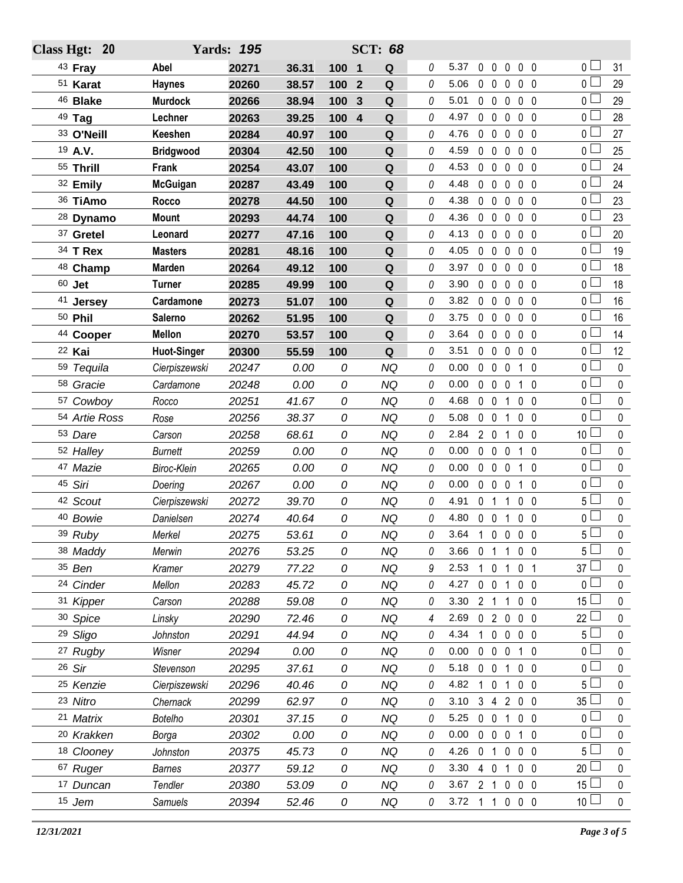| Class Hgt: 20 | | Yards: 195 | | | | SCT: 68 | | | | | | | | | | |
|---|---|---|---|---|---|---|---|---|---|---|---|---|---|---|---|---|
| 43 **Fray** | **Abel** | **20271** | **36.31** | **100** | **1** | **Q** | 0 | 5.37 | 0 | 0 | 0 | 0 | 0 | 0 | ☐ | 31 |
| 51 **Karat** | **Haynes** | **20260** | **38.57** | **100** | **2** | **Q** | 0 | 5.06 | 0 | 0 | 0 | 0 | 0 | 0 | ☐ | 29 |
| 46 **Blake** | **Murdock** | **20266** | **38.94** | **100** | **3** | **Q** | 0 | 5.01 | 0 | 0 | 0 | 0 | 0 | 0 | ☐ | 29 |
| 49 **Tag** | **Lechner** | **20263** | **39.25** | **100** | **4** | **Q** | 0 | 4.97 | 0 | 0 | 0 | 0 | 0 | 0 | ☐ | 28 |
| 33 **O'Neill** | **Keeshen** | **20284** | **40.97** | **100** | | **Q** | 0 | 4.76 | 0 | 0 | 0 | 0 | 0 | 0 | ☐ | 27 |
| 19 **A.V.** | **Bridgwood** | **20304** | **42.50** | **100** | | **Q** | 0 | 4.59 | 0 | 0 | 0 | 0 | 0 | 0 | ☐ | 25 |
| 55 **Thrill** | **Frank** | **20254** | **43.07** | **100** | | **Q** | 0 | 4.53 | 0 | 0 | 0 | 0 | 0 | 0 | ☐ | 24 |
| 32 **Emily** | **McGuigan** | **20287** | **43.49** | **100** | | **Q** | 0 | 4.48 | 0 | 0 | 0 | 0 | 0 | 0 | ☐ | 24 |
| 36 **TiAmo** | **Rocco** | **20278** | **44.50** | **100** | | **Q** | 0 | 4.38 | 0 | 0 | 0 | 0 | 0 | 0 | ☐ | 23 |
| 28 **Dynamo** | **Mount** | **20293** | **44.74** | **100** | | **Q** | 0 | 4.36 | 0 | 0 | 0 | 0 | 0 | 0 | ☐ | 23 |
| 37 **Gretel** | **Leonard** | **20277** | **47.16** | **100** | | **Q** | 0 | 4.13 | 0 | 0 | 0 | 0 | 0 | 0 | ☐ | 20 |
| 34 **T Rex** | **Masters** | **20281** | **48.16** | **100** | | **Q** | 0 | 4.05 | 0 | 0 | 0 | 0 | 0 | 0 | ☐ | 19 |
| 48 **Champ** | **Marden** | **20264** | **49.12** | **100** | | **Q** | 0 | 3.97 | 0 | 0 | 0 | 0 | 0 | 0 | ☐ | 18 |
| 60 **Jet** | **Turner** | **20285** | **49.99** | **100** | | **Q** | 0 | 3.90 | 0 | 0 | 0 | 0 | 0 | 0 | ☐ | 18 |
| 41 **Jersey** | **Cardamone** | **20273** | **51.07** | **100** | | **Q** | 0 | 3.82 | 0 | 0 | 0 | 0 | 0 | 0 | ☐ | 16 |
| 50 **Phil** | **Salerno** | **20262** | **51.95** | **100** | | **Q** | 0 | 3.75 | 0 | 0 | 0 | 0 | 0 | 0 | ☐ | 16 |
| 44 **Cooper** | **Mellon** | **20270** | **53.57** | **100** | | **Q** | 0 | 3.64 | 0 | 0 | 0 | 0 | 0 | 0 | ☐ | 14 |
| 22 **Kai** | **Huot-Singer** | **20300** | **55.59** | **100** | | **Q** | 0 | 3.51 | 0 | 0 | 0 | 0 | 0 | 0 | ☐ | 12 |
| 59 *Tequila* | *Cierpiszewski* | *20247* | *0.00* | *0* | | *NQ* | 0 | 0.00 | 0 | 0 | 0 | 1 | 0 | 0 | ☐ | 0 |
| 58 *Gracie* | *Cardamone* | *20248* | *0.00* | *0* | | *NQ* | 0 | 0.00 | 0 | 0 | 0 | 1 | 0 | 0 | ☐ | 0 |
| 57 *Cowboy* | *Rocco* | *20251* | *41.67* | *0* | | *NQ* | 0 | 4.68 | 0 | 0 | 1 | 0 | 0 | 0 | ☐ | 0 |
| 54 *Artie Ross* | *Rose* | *20256* | *38.37* | *0* | | *NQ* | 0 | 5.08 | 0 | 0 | 1 | 0 | 0 | 0 | ☐ | 0 |
| 53 *Dare* | *Carson* | *20258* | *68.61* | *0* | | *NQ* | 0 | 2.84 | 2 | 0 | 1 | 0 | 0 | 10 | ☐ | 0 |
| 52 *Halley* | *Burnett* | *20259* | *0.00* | *0* | | *NQ* | 0 | 0.00 | 0 | 0 | 0 | 1 | 0 | 0 | ☐ | 0 |
| 47 *Mazie* | *Biroc-Klein* | *20265* | *0.00* | *0* | | *NQ* | 0 | 0.00 | 0 | 0 | 0 | 1 | 0 | 0 | ☐ | 0 |
| 45 *Siri* | *Doering* | *20267* | *0.00* | *0* | | *NQ* | 0 | 0.00 | 0 | 0 | 0 | 1 | 0 | 0 | ☐ | 0 |
| 42 *Scout* | *Cierpiszewski* | *20272* | *39.70* | *0* | | *NQ* | 0 | 4.91 | 0 | 1 | 1 | 0 | 0 | 5 | ☐ | 0 |
| 40 *Bowie* | *Danielsen* | *20274* | *40.64* | *0* | | *NQ* | 0 | 4.80 | 0 | 0 | 1 | 0 | 0 | 0 | ☐ | 0 |
| 39 *Ruby* | *Merkel* | *20275* | *53.61* | *0* | | *NQ* | 0 | 3.64 | 1 | 0 | 0 | 0 | 0 | 5 | ☐ | 0 |
| 38 *Maddy* | *Merwin* | *20276* | *53.25* | *0* | | *NQ* | 0 | 3.66 | 0 | 1 | 1 | 0 | 0 | 5 | ☐ | 0 |
| 35 *Ben* | *Kramer* | *20279* | *77.22* | *0* | | *NQ* | 9 | 2.53 | 1 | 0 | 1 | 0 | 1 | 37 | ☐ | 0 |
| 24 *Cinder* | *Mellon* | *20283* | *45.72* | *0* | | *NQ* | 0 | 4.27 | 0 | 0 | 1 | 0 | 0 | 0 | ☐ | 0 |
| 31 *Kipper* | *Carson* | *20288* | *59.08* | *0* | | *NQ* | 0 | 3.30 | 2 | 1 | 1 | 0 | 0 | 15 | ☐ | 0 |
| 30 *Spice* | *Linsky* | *20290* | *72.46* | *0* | | *NQ* | 4 | 2.69 | 0 | 2 | 0 | 0 | 0 | 22 | ☐ | 0 |
| 29 *Sligo* | *Johnston* | *20291* | *44.94* | *0* | | *NQ* | 0 | 4.34 | 1 | 0 | 0 | 0 | 0 | 5 | ☐ | 0 |
| 27 *Rugby* | *Wisner* | *20294* | *0.00* | *0* | | *NQ* | 0 | 0.00 | 0 | 0 | 0 | 1 | 0 | 0 | ☐ | 0 |
| 26 *Sir* | *Stevenson* | *20295* | *37.61* | *0* | | *NQ* | 0 | 5.18 | 0 | 0 | 1 | 0 | 0 | 0 | ☐ | 0 |
| 25 *Kenzie* | *Cierpiszewski* | *20296* | *40.46* | *0* | | *NQ* | 0 | 4.82 | 1 | 0 | 1 | 0 | 0 | 5 | ☐ | 0 |
| 23 *Nitro* | *Chernack* | *20299* | *62.97* | *0* | | *NQ* | 0 | 3.10 | 3 | 4 | 2 | 0 | 0 | 35 | ☐ | 0 |
| 21 *Matrix* | *Botelho* | *20301* | *37.15* | *0* | | *NQ* | 0 | 5.25 | 0 | 0 | 1 | 0 | 0 | 0 | ☐ | 0 |
| 20 *Krakken* | *Borga* | *20302* | *0.00* | *0* | | *NQ* | 0 | 0.00 | 0 | 0 | 0 | 1 | 0 | 0 | ☐ | 0 |
| 18 *Clooney* | *Johnston* | *20375* | *45.73* | *0* | | *NQ* | 0 | 4.26 | 0 | 1 | 0 | 0 | 0 | 5 | ☐ | 0 |
| 67 *Ruger* | *Barnes* | *20377* | *59.12* | *0* | | *NQ* | 0 | 3.30 | 4 | 0 | 1 | 0 | 0 | 20 | ☐ | 0 |
| 17 *Duncan* | *Tendler* | *20380* | *53.09* | *0* | | *NQ* | 0 | 3.67 | 2 | 1 | 0 | 0 | 0 | 15 | ☐ | 0 |
| 15 *Jem* | *Samuels* | *20394* | *52.46* | *0* | | *NQ* | 0 | 3.72 | 1 | 1 | 0 | 0 | 0 | 10 | ☐ | 0 |

*12/31/2021*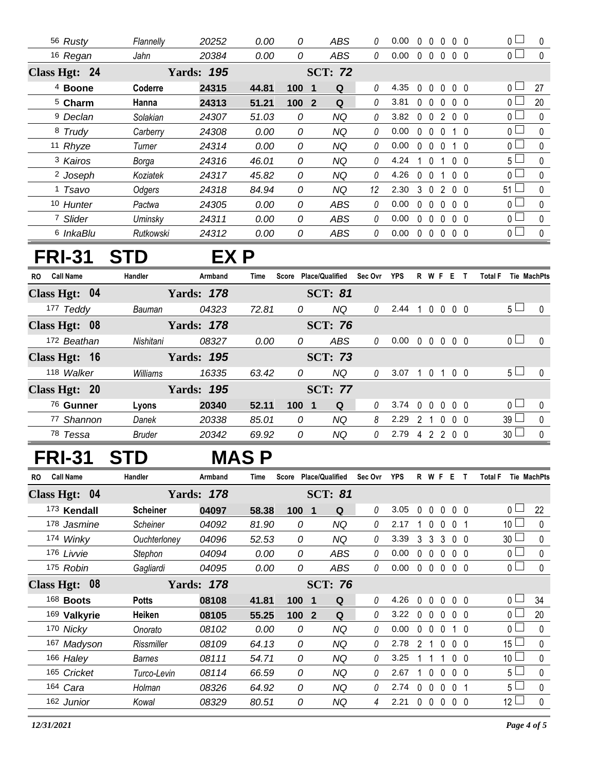| RO | Call Name | Handler | Armband | Time | Score | Place/Qualified | Sec Ovr | YPS | R | W | F | E | T | Total F | Tie | MachPts |
|---|---|---|---|---|---|---|---|---|---|---|---|---|---|---|---|---|
| 56 | *Rusty* | *Flannelly* | *20252* | *0.00* | *0* | *ABS* | *0* | 0.00 | 0 | 0 | 0 | 0 | 0 | 0 | | 0 |
| 16 | *Regan* | *Jahn* | *20384* | *0.00* | *0* | *ABS* | *0* | 0.00 | 0 | 0 | 0 | 0 | 0 | 0 | | 0 |
| **Class Hgt: 24** | | **Yards: 195** | | | | **SCT: 72** | | | | | | | | | | |
| 4 | **Boone** | **Coderre** | **24315** | **44.81** | **100** | **1 Q** | *0* | 4.35 | 0 | 0 | 0 | 0 | 0 | 0 | | 27 |
| 5 | **Charm** | **Hanna** | **24313** | **51.21** | **100** | **2 Q** | *0* | 3.81 | 0 | 0 | 0 | 0 | 0 | 0 | | 20 |
| 9 | *Declan* | *Solakian* | *24307* | *51.03* | *0* | *NQ* | *0* | 3.82 | 0 | 0 | 2 | 0 | 0 | 0 | | 0 |
| 8 | *Trudy* | *Carberry* | *24308* | *0.00* | *0* | *NQ* | *0* | 0.00 | 0 | 0 | 0 | 1 | 0 | 0 | | 0 |
| 11 | *Rhyze* | *Turner* | *24314* | *0.00* | *0* | *NQ* | *0* | 0.00 | 0 | 0 | 0 | 1 | 0 | 0 | | 0 |
| 3 | *Kairos* | *Borga* | *24316* | *46.01* | *0* | *NQ* | *0* | 4.24 | 1 | 0 | 1 | 0 | 0 | 5 | | 0 |
| 2 | *Joseph* | *Koziatek* | *24317* | *45.82* | *0* | *NQ* | *0* | 4.26 | 0 | 0 | 1 | 0 | 0 | 0 | | 0 |
| 1 | *Tsavo* | *Odgers* | *24318* | *84.94* | *0* | *NQ* | *12* | 2.30 | 3 | 0 | 2 | 0 | 0 | 51 | | 0 |
| 10 | *Hunter* | *Pactwa* | *24305* | *0.00* | *0* | *ABS* | *0* | 0.00 | 0 | 0 | 0 | 0 | 0 | 0 | | 0 |
| 7 | *Slider* | *Uminsky* | *24311* | *0.00* | *0* | *ABS* | *0* | 0.00 | 0 | 0 | 0 | 0 | 0 | 0 | | 0 |
| 6 | *InkaBlu* | *Rutkowski* | *24312* | *0.00* | *0* | *ABS* | *0* | 0.00 | 0 | 0 | 0 | 0 | 0 | 0 | | 0 |

# FRI-31 STD EX P

| RO | Call Name | Handler | Armband | Time | Score | Place/Qualified | Sec Ovr | YPS | R | W | F | E | T | Total F | Tie | MachPts |
|---|---|---|---|---|---|---|---|---|---|---|---|---|---|---|---|---|
| **Class Hgt: 04** | | **Yards: 178** | | | | **SCT: 81** | | | | | | | | | | |
| 177 | *Teddy* | *Bauman* | *04323* | *72.81* | *0* | *NQ* | *0* | 2.44 | 1 | 0 | 0 | 0 | 0 | 5 | | 0 |
| **Class Hgt: 08** | | **Yards: 178** | | | | **SCT: 76** | | | | | | | | | | |
| 172 | *Beathan* | *Nishitani* | *08327* | *0.00* | *0* | *ABS* | *0* | 0.00 | 0 | 0 | 0 | 0 | 0 | 0 | | 0 |
| **Class Hgt: 16** | | **Yards: 195** | | | | **SCT: 73** | | | | | | | | | | |
| 118 | *Walker* | *Williams* | *16335* | *63.42* | *0* | *NQ* | *0* | 3.07 | 1 | 0 | 1 | 0 | 0 | 5 | | 0 |
| **Class Hgt: 20** | | **Yards: 195** | | | | **SCT: 77** | | | | | | | | | | |
| 76 | **Gunner** | **Lyons** | **20340** | **52.11** | **100** | **1 Q** | *0* | 3.74 | 0 | 0 | 0 | 0 | 0 | 0 | | 0 |
| 77 | *Shannon* | *Danek* | *20338* | *85.01* | *0* | *NQ* | *8* | 2.29 | 2 | 1 | 0 | 0 | 0 | 39 | | 0 |
| 78 | *Tessa* | *Bruder* | *20342* | *69.92* | *0* | *NQ* | *0* | 2.79 | 4 | 2 | 2 | 0 | 0 | 30 | | 0 |

# FRI-31 STD MAS P

| RO | Call Name | Handler | Armband | Time | Score | Place/Qualified | Sec Ovr | YPS | R | W | F | E | T | Total F | Tie | MachPts |
|---|---|---|---|---|---|---|---|---|---|---|---|---|---|---|---|---|
| **Class Hgt: 04** | | **Yards: 178** | | | | **SCT: 81** | | | | | | | | | | |
| 173 | **Kendall** | **Scheiner** | **04097** | **58.38** | **100** | **1 Q** | *0* | 3.05 | 0 | 0 | 0 | 0 | 0 | 0 | | 22 |
| 178 | *Jasmine* | *Scheiner* | *04092* | *81.90* | *0* | *NQ* | *0* | 2.17 | 1 | 0 | 0 | 0 | 1 | 10 | | 0 |
| 174 | *Winky* | *Ouchterloney* | *04096* | *52.53* | *0* | *NQ* | *0* | 3.39 | 3 | 3 | 3 | 0 | 0 | 30 | | 0 |
| 176 | *Livvie* | *Stephon* | *04094* | *0.00* | *0* | *ABS* | *0* | 0.00 | 0 | 0 | 0 | 0 | 0 | 0 | | 0 |
| 175 | *Robin* | *Gagliardi* | *04095* | *0.00* | *0* | *ABS* | *0* | 0.00 | 0 | 0 | 0 | 0 | 0 | 0 | | 0 |
| **Class Hgt: 08** | | **Yards: 178** | | | | **SCT: 76** | | | | | | | | | | |
| 168 | **Boots** | **Potts** | **08108** | **41.81** | **100** | **1 Q** | *0* | 4.26 | 0 | 0 | 0 | 0 | 0 | 0 | | 34 |
| 169 | **Valkyrie** | **Heiken** | **08105** | **55.25** | **100** | **2 Q** | *0* | 3.22 | 0 | 0 | 0 | 0 | 0 | 0 | | 20 |
| 170 | *Nicky* | *Onorato* | *08102* | *0.00* | *0* | *NQ* | *0* | 0.00 | 0 | 0 | 0 | 1 | 0 | 0 | | 0 |
| 167 | *Madyson* | *Rissmiller* | *08109* | *64.13* | *0* | *NQ* | *0* | 2.78 | 2 | 1 | 0 | 0 | 0 | 15 | | 0 |
| 166 | *Haley* | *Barnes* | *08111* | *54.71* | *0* | *NQ* | *0* | 3.25 | 1 | 1 | 1 | 0 | 0 | 10 | | 0 |
| 165 | *Cricket* | *Turco-Levin* | *08114* | *66.59* | *0* | *NQ* | *0* | 2.67 | 1 | 0 | 0 | 0 | 0 | 5 | | 0 |
| 164 | *Cara* | *Holman* | *08326* | *64.92* | *0* | *NQ* | *0* | 2.74 | 0 | 0 | 0 | 0 | 1 | 5 | | 0 |
| 162 | *Junior* | *Kowal* | *08329* | *80.51* | *0* | *NQ* | *4* | 2.21 | 0 | 0 | 0 | 0 | 0 | 12 | | 0 |

*12/31/2021*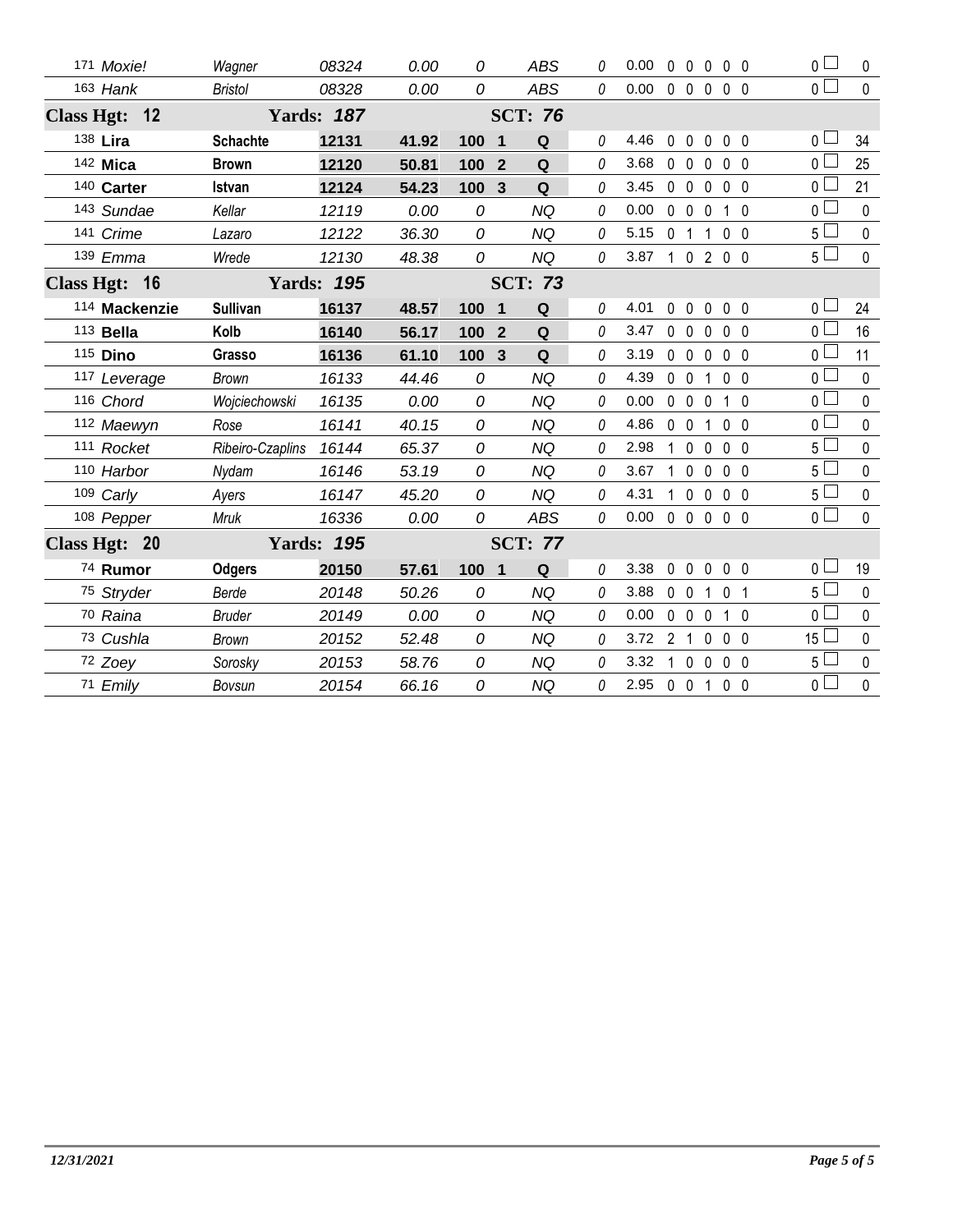| | | | | | | | | | | | | | | | | |
|---|---|---|---|---|---|---|---|---|---|---|---|---|---|---|---|---|
| 171 *Moxie!* | *Wagner* | *08324* | *0.00* | *0* | | *ABS* | *0* | 0.00 | 0 | 0 | 0 | 0 | 0 | 0 | ☐ | 0 |
| 163 *Hank* | *Bristol* | *08328* | *0.00* | *0* | | *ABS* | *0* | 0.00 | 0 | 0 | 0 | 0 | 0 | 0 | ☐ | 0 |
| **Class Hgt: 12** | **Yards: 187** | | | | | **SCT: 76** | | | | | | | | | | |
| 138 **Lira** | **Schachte** | **12131** | **41.92** | **100** | **1** | **Q** | 0 | 4.46 | 0 | 0 | 0 | 0 | 0 | 0 | ☐ | 34 |
| 142 **Mica** | **Brown** | **12120** | **50.81** | **100** | **2** | **Q** | 0 | 3.68 | 0 | 0 | 0 | 0 | 0 | 0 | ☐ | 25 |
| 140 **Carter** | **Istvan** | **12124** | **54.23** | **100** | **3** | **Q** | 0 | 3.45 | 0 | 0 | 0 | 0 | 0 | 0 | ☐ | 21 |
| 143 *Sundae* | *Kellar* | *12119* | *0.00* | *0* | | *NQ* | *0* | 0.00 | 0 | 0 | 0 | 1 | 0 | 0 | ☐ | 0 |
| 141 *Crime* | *Lazaro* | *12122* | *36.30* | *0* | | *NQ* | *0* | 5.15 | 0 | 1 | 1 | 0 | 0 | 5 | ☐ | 0 |
| 139 *Emma* | *Wrede* | *12130* | *48.38* | *0* | | *NQ* | *0* | 3.87 | 1 | 0 | 2 | 0 | 0 | 5 | ☐ | 0 |
| **Class Hgt: 16** | **Yards: 195** | | | | | **SCT: 73** | | | | | | | | | | |
| 114 **Mackenzie** | **Sullivan** | **16137** | **48.57** | **100** | **1** | **Q** | 0 | 4.01 | 0 | 0 | 0 | 0 | 0 | 0 | ☐ | 24 |
| 113 **Bella** | **Kolb** | **16140** | **56.17** | **100** | **2** | **Q** | 0 | 3.47 | 0 | 0 | 0 | 0 | 0 | 0 | ☐ | 16 |
| 115 **Dino** | **Grasso** | **16136** | **61.10** | **100** | **3** | **Q** | 0 | 3.19 | 0 | 0 | 0 | 0 | 0 | 0 | ☐ | 11 |
| 117 *Leverage* | *Brown* | *16133* | *44.46* | *0* | | *NQ* | *0* | 4.39 | 0 | 0 | 1 | 0 | 0 | 0 | ☐ | 0 |
| 116 *Chord* | *Wojciechowski* | *16135* | *0.00* | *0* | | *NQ* | *0* | 0.00 | 0 | 0 | 0 | 1 | 0 | 0 | ☐ | 0 |
| 112 *Maewyn* | *Rose* | *16141* | *40.15* | *0* | | *NQ* | *0* | 4.86 | 0 | 0 | 1 | 0 | 0 | 0 | ☐ | 0 |
| 111 *Rocket* | *Ribeiro-Czaplins* | *16144* | *65.37* | *0* | | *NQ* | *0* | 2.98 | 1 | 0 | 0 | 0 | 0 | 5 | ☐ | 0 |
| 110 *Harbor* | *Nydam* | *16146* | *53.19* | *0* | | *NQ* | *0* | 3.67 | 1 | 0 | 0 | 0 | 0 | 5 | ☐ | 0 |
| 109 *Carly* | *Ayers* | *16147* | *45.20* | *0* | | *NQ* | *0* | 4.31 | 1 | 0 | 0 | 0 | 0 | 5 | ☐ | 0 |
| 108 *Pepper* | *Mruk* | *16336* | *0.00* | *0* | | *ABS* | *0* | 0.00 | 0 | 0 | 0 | 0 | 0 | 0 | ☐ | 0 |
| **Class Hgt: 20** | **Yards: 195** | | | | | **SCT: 77** | | | | | | | | | | |
| 74 **Rumor** | **Odgers** | **20150** | **57.61** | **100** | **1** | **Q** | 0 | 3.38 | 0 | 0 | 0 | 0 | 0 | 0 | ☐ | 19 |
| 75 *Stryder* | *Berde* | *20148* | *50.26* | *0* | | *NQ* | *0* | 3.88 | 0 | 0 | 1 | 0 | 1 | 5 | ☐ | 0 |
| 70 *Raina* | *Bruder* | *20149* | *0.00* | *0* | | *NQ* | *0* | 0.00 | 0 | 0 | 0 | 1 | 0 | 0 | ☐ | 0 |
| 73 *Cushla* | *Brown* | *20152* | *52.48* | *0* | | *NQ* | *0* | 3.72 | 2 | 1 | 0 | 0 | 0 | 15 | ☐ | 0 |
| 72 *Zoey* | *Sorosky* | *20153* | *58.76* | *0* | | *NQ* | *0* | 3.32 | 1 | 0 | 0 | 0 | 0 | 5 | ☐ | 0 |
| 71 *Emily* | *Bovsun* | *20154* | *66.16* | *0* | | *NQ* | *0* | 2.95 | 0 | 0 | 1 | 0 | 0 | 0 | ☐ | 0 |

*12/31/2021*